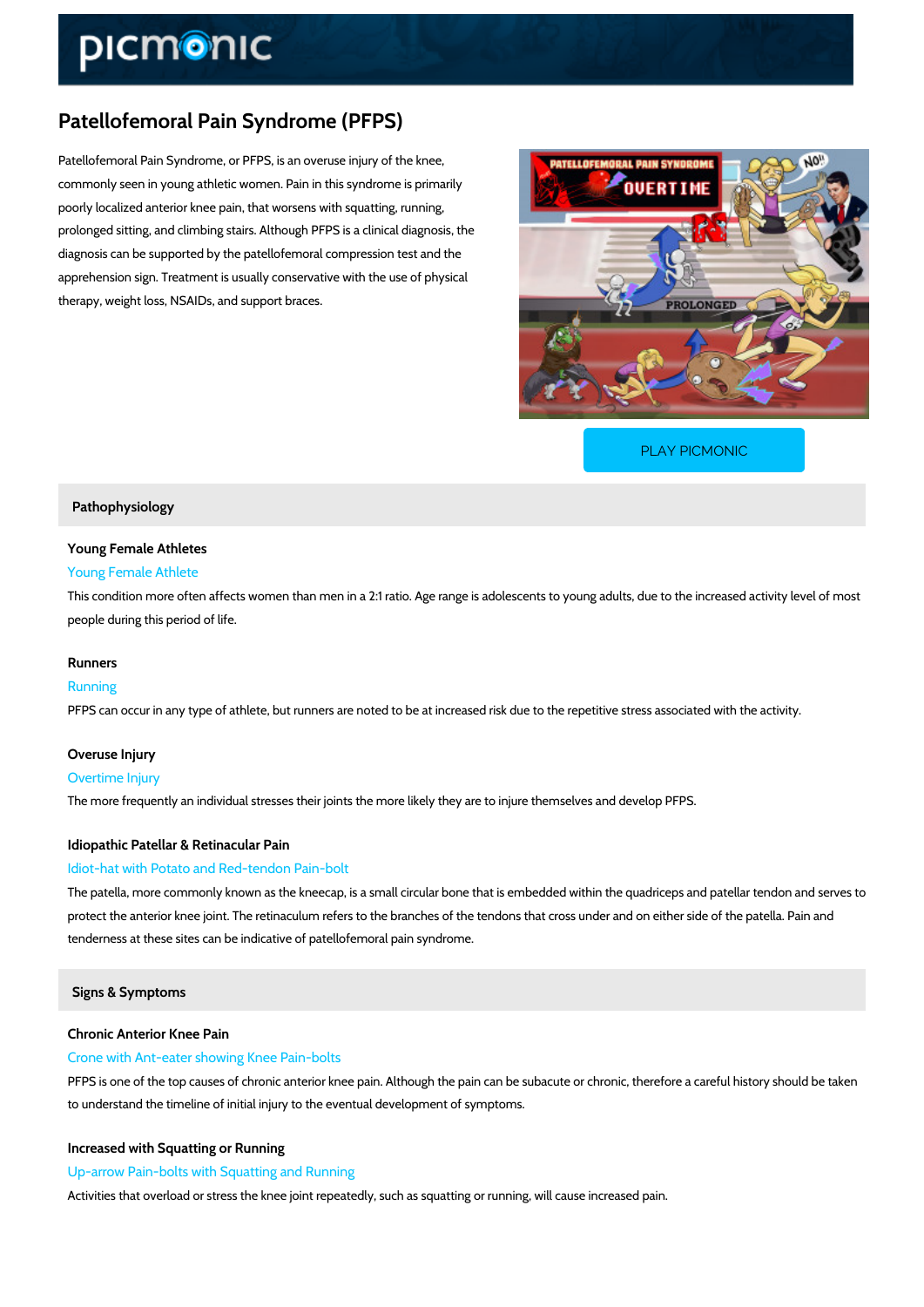# Patellofemoral Pain Syndrome (PFPS)

Patellofemoral Pain Syndrome, or PFPS, is an overuse injury of the knee, commonly seen in young athletic women. Pain in this syndrome is primarily poorly localized anterior knee pain, that worsens with squatting, running, prolonged sitting, and climbing stairs. Although PFPS is a clinical diagnosis, the diagnosis can be supported by the patellofemoral compression test and the apprehension sign. Treatment is usually conservative with the use of physical therapy, weight loss, NSAIDs, and support braces.

PLAY PICMONIC

## Pathophysiology

### Young Female Athletes

Young Female Athlete

This condition more often affects women than men in a 2:1 ratio. Age range is adolescents to young adults, due to the increased activity level of most people during this period of life.

### Runners

Running

PFPS can occur in any type of athlete, but runners are noted to be at increased risk due to the repetitive stress associated with the activity.

### Overuse Injury

Overtime Injury

The more frequently an individual stresses their joints the more likely they are to injure themselves and develop PFPS.

### Idiopathic Patellar & Retinacular Pain

Idiot-hat with Potato and Red-tendon Pain-bolt

The patella, more commonly known as the kneecap, is a small circular bone that is embedded within the quadriceps and patellar tendon and serves to protect the anterior knee joint. The retinaculum refers to the branches of the tendons that cross under and on either side of the patella. Pain and tenderness at these sites can be indicative of patellofemoral pain syndrome.

## Signs & Symptoms

### Chronic Anterior Knee Pain

Crone with Ant-eater showing Knee Pain-bolts

PFPS is one of the top causes of chronic anterior knee pain. Although the pain can be subacute or chronic, therefore a careful history should be taken to understand the timeline of initial injury to the eventual development of symptoms.

### Increased with Squatting or Running

Up-arrow Pain-bolts with Squatting and Running

Activities that overload or stress the knee joint repeatedly, such as squatting or running, will cause increased pain.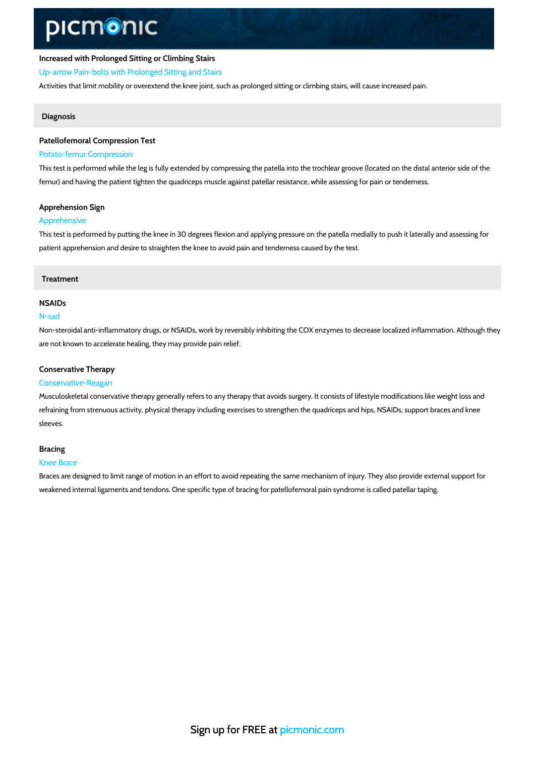### Increased with Prolonged Sitting or Climbing Stairs

Up-arrow Pain-bolts with Prolonged Sitting and Stairs

Activities that limit mobility or overextend the knee joint, such as prolonged sitting or climbing stairs, will cause increased pain.

## Diagnosis

### Patellofemoral Compression Test

Potato-femur Compression

This test is performed while the leg is fully extended by compressing the patella into the trochlear groove (located on the distal anterior side of the femur) and having the patient tighten the quadriceps muscle against patellar resistance, while assessing for pain or tenderness.

### Apprehension Sign

Apprehensive

This test is performed by putting the knee in 30 degrees flexion and applying pressure on the patella medially to push it laterally and assessing for patient apprehension and desire to straighten the knee to avoid pain and tenderness caused by the test.

## Treatment

### NSAIDs

N-sad

Non-steroidal anti-inflammatory drugs, or NSAIDs, work by reversibly inhibiting the COX enzymes to decrease localized inflammation. Although they are not known to accelerate healing, they may provide pain relief.

### Conservative Therapy

Conservative-Reagan

Musculoskeletal conservative therapy generally refers to any therapy that avoids surgery. It consists of lifestyle modifications like weight loss and refraining from strenuous activity, physical therapy including exercises to strengthen the quadriceps and hips, NSAIDs, support braces and knee sleeves.

### Bracing

Knee Brace

Braces are designed to limit range of motion in an effort to avoid repeating the same mechanism of injury. They also provide external support for weakened internal ligaments and tendons. One specific type of bracing for patellofemoral pain syndrome is called patellar taping.